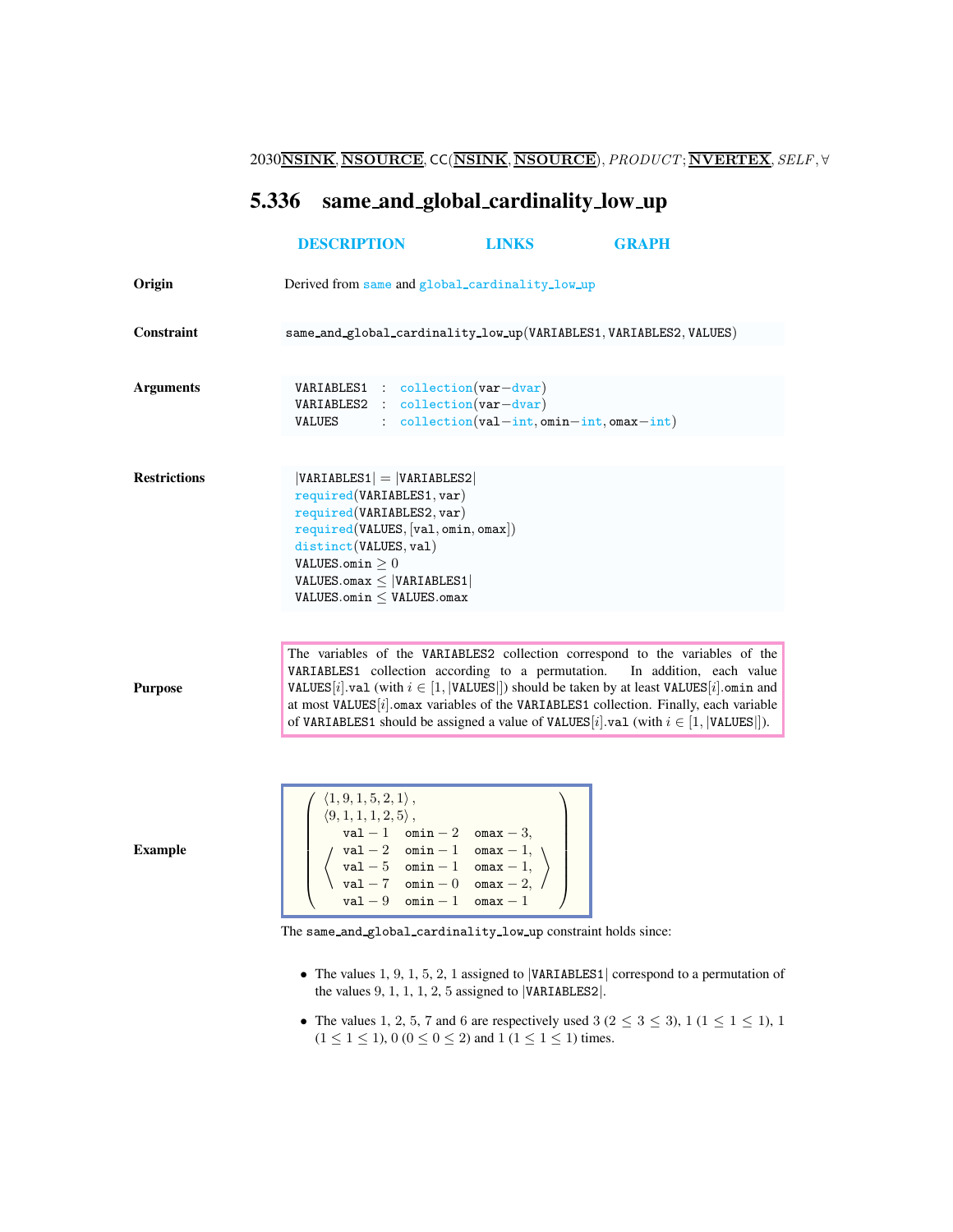## 5.336 same_and_global_cardinality_low_up

DESCRIPTION LINKS GRAPH

**Origin**

Derived from same and global_cardinality_low_up

**Constraint**

same_and_global_cardinality_low_up(VARIABLES1, VARIABLES2, VALUES)

**Arguments**

```
VARIABLES1 : collection(var-dvar)
VARIABLES2 : collection(var-dvar)
VALUES     : collection(val-int, omin-int, omax-int)
```

**Restrictions**

```
|VARIABLES1| = |VARIABLES2|
required(VARIABLES1, var)
required(VARIABLES2, var)
required(VALUES, [val, omin, omax])
distinct(VALUES, val)
VALUES.omin ≥ 0
VALUES.omax ≤ |VARIABLES1|
VALUES.omin ≤ VALUES.omax
```

**Purpose**

The variables of the VARIABLES2 collection correspond to the variables of the VARIABLES1 collection according to a permutation. In addition, each value VALUES[$i$].val (with $i \in [1, |\text{VALUES}|]$) should be taken by at least VALUES[$i$].omin and at most VALUES[$i$].omax variables of the VARIABLES1 collection. Finally, each variable of VARIABLES1 should be assigned a value of VALUES[$i$].val (with $i \in [1, |\text{VALUES}|]$).

**Example**

$$\left(\begin{array}{l}\langle 1, 9, 1, 5, 2, 1\rangle, \\ \langle 9, 1, 1, 1, 2, 5\rangle, \\ \left\langle\begin{array}{lll}\text{val}-1 & \text{omin}-2 & \text{omax}-3, \\ \text{val}-2 & \text{omin}-1 & \text{omax}-1, \\ \text{val}-5 & \text{omin}-1 & \text{omax}-1, \\ \text{val}-7 & \text{omin}-0 & \text{omax}-2, \\ \text{val}-9 & \text{omin}-1 & \text{omax}-1\end{array}\right\rangle\end{array}\right)$$

The same_and_global_cardinality_low_up constraint holds since:

- The values 1, 9, 1, 5, 2, 1 assigned to |VARIABLES1| correspond to a permutation of the values 9, 1, 1, 1, 2, 5 assigned to |VARIABLES2|.
- The values 1, 2, 5, 7 and 6 are respectively used 3 ($2 \leq 3 \leq 3$), 1 ($1 \leq 1 \leq 1$), 1 ($1 \leq 1 \leq 1$), 0 ($0 \leq 0 \leq 2$) and 1 ($1 \leq 1 \leq 1$) times.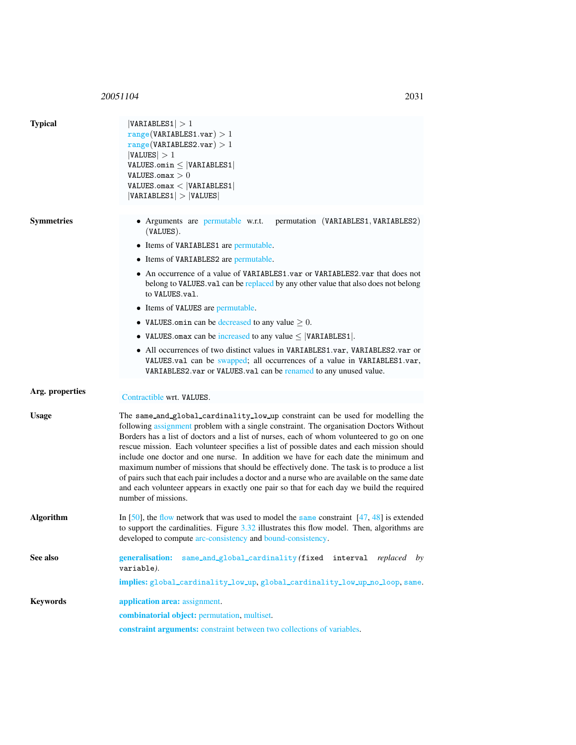**Typical**

$|\texttt{VARIABLES1}| > 1$
range(VARIABLES1.var) $> 1$
range(VARIABLES2.var) $> 1$
$|\texttt{VALUES}| > 1$
VALUES.omin $\leq |\texttt{VARIABLES1}|$
VALUES.omax $> 0$
VALUES.omax $< |\texttt{VARIABLES1}|$
$|\texttt{VARIABLES1}| > |\texttt{VALUES}|$

**Symmetries**

- Arguments are permutable w.r.t. permutation (VARIABLES1, VARIABLES2) (VALUES).
- Items of VARIABLES1 are permutable.
- Items of VARIABLES2 are permutable.
- An occurrence of a value of VARIABLES1.var or VARIABLES2.var that does not belong to VALUES.val can be replaced by any other value that also does not belong to VALUES.val.
- Items of VALUES are permutable.
- VALUES.omin can be decreased to any value $\geq 0$.
- VALUES.omax can be increased to any value $\leq |\texttt{VARIABLES1}|$.
- All occurrences of two distinct values in VARIABLES1.var, VARIABLES2.var or VALUES.val can be swapped; all occurrences of a value in VARIABLES1.var, VARIABLES2.var or VALUES.val can be renamed to any unused value.

**Arg. properties**

Contractible wrt. VALUES.

**Usage**

The same_and_global_cardinality_low_up constraint can be used for modelling the following assignment problem with a single constraint. The organisation Doctors Without Borders has a list of doctors and a list of nurses, each of whom volunteered to go on one rescue mission. Each volunteer specifies a list of possible dates and each mission should include one doctor and one nurse. In addition we have for each date the minimum and maximum number of missions that should be effectively done. The task is to produce a list of pairs such that each pair includes a doctor and a nurse who are available on the same date and each volunteer appears in exactly one pair so that for each day we build the required number of missions.

**Algorithm**

In [50], the flow network that was used to model the same constraint [47, 48] is extended to support the cardinalities. Figure 3.32 illustrates this flow model. Then, algorithms are developed to compute arc-consistency and bound-consistency.

**See also**

**generalisation:** same_and_global_cardinality (fixed interval *replaced by* variable).

**implies:** global_cardinality_low_up, global_cardinality_low_up_no_loop, same.

**Keywords**

**application area:** assignment.

**combinatorial object:** permutation, multiset.

**constraint arguments:** constraint between two collections of variables.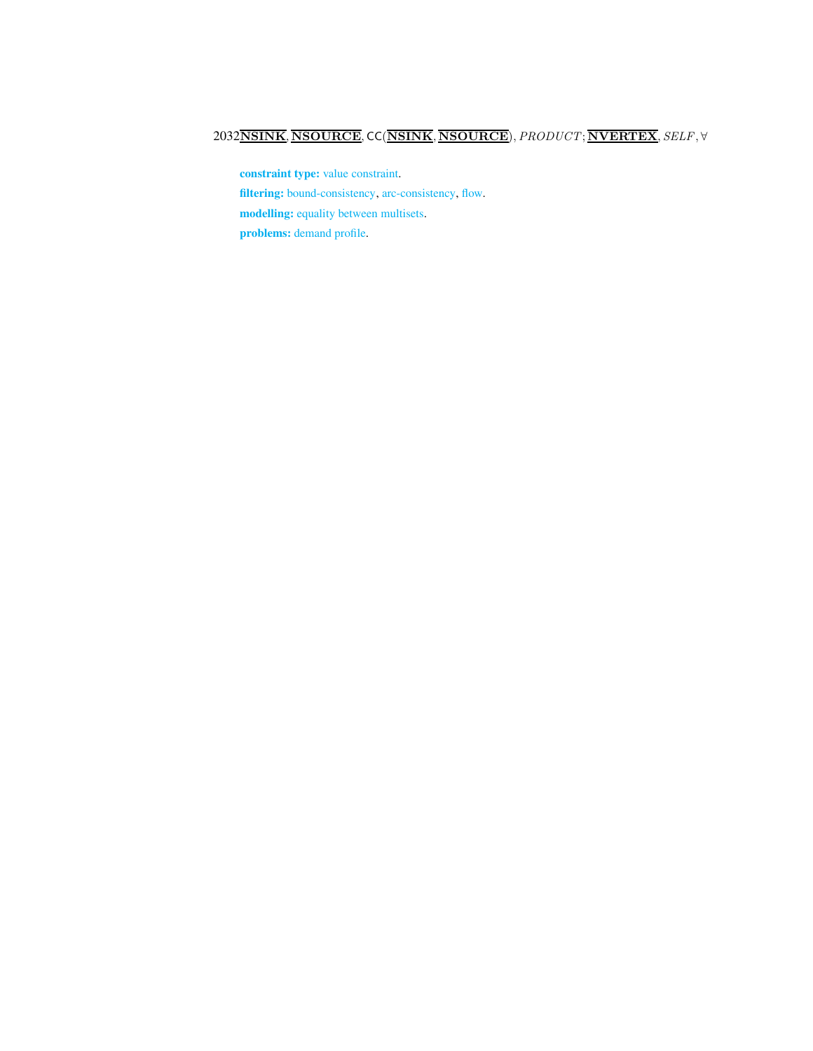**constraint type:** value constraint.

**filtering:** bound-consistency, arc-consistency, flow.

**modelling:** equality between multisets.

**problems:** demand profile.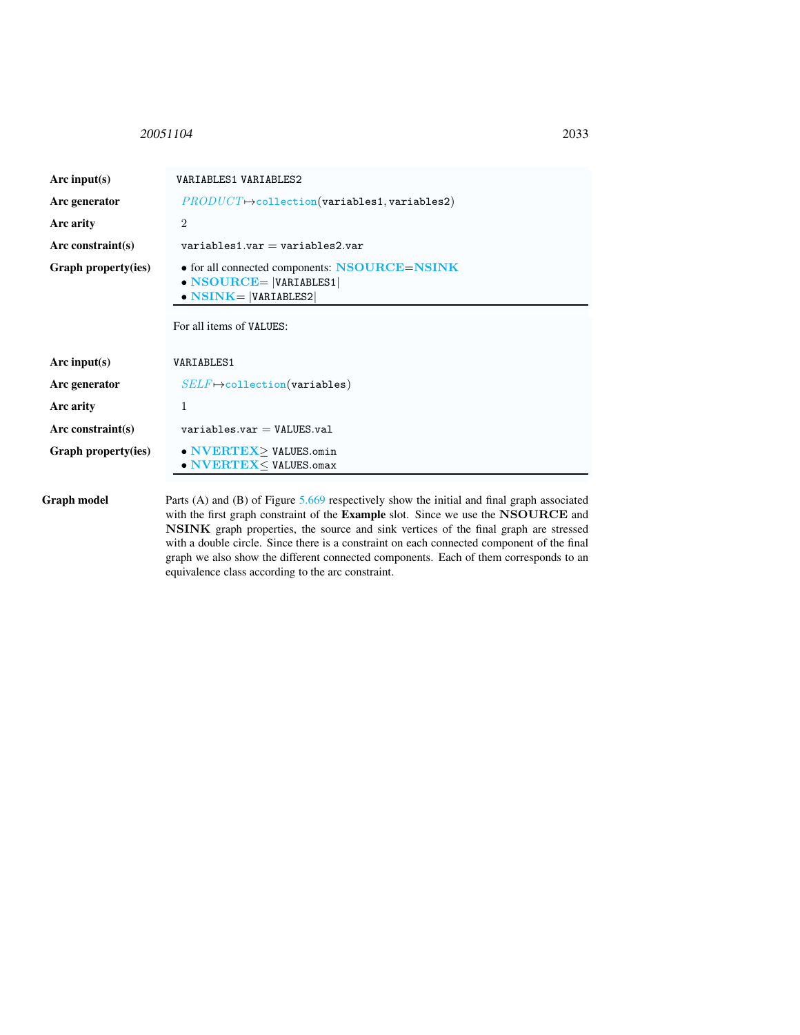| | |
|---|---|
| **Arc input(s)** | VARIABLES1 VARIABLES2 |
| **Arc generator** | *PRODUCT* $\mapsto$ collection(variables1, variables2) |
| **Arc arity** | 2 |
| **Arc constraint(s)** | variables1.var = variables2.var |
| **Graph property(ies)** | • for all connected components: **NSOURCE**=**NSINK**<br>• **NSOURCE**= \|VARIABLES1\|<br>• **NSINK**= \|VARIABLES2\| |

For all items of VALUES:

| | |
|---|---|
| **Arc input(s)** | VARIABLES1 |
| **Arc generator** | *SELF* $\mapsto$ collection(variables) |
| **Arc arity** | 1 |
| **Arc constraint(s)** | variables.var = VALUES.val |
| **Graph property(ies)** | • **NVERTEX** $\geq$ VALUES.omin<br>• **NVERTEX** $\leq$ VALUES.omax |

**Graph model** Parts (A) and (B) of Figure 5.669 respectively show the initial and final graph associated with the first graph constraint of the **Example** slot. Since we use the **NSOURCE** and **NSINK** graph properties, the source and sink vertices of the final graph are stressed with a double circle. Since there is a constraint on each connected component of the final graph we also show the different connected components. Each of them corresponds to an equivalence class according to the arc constraint.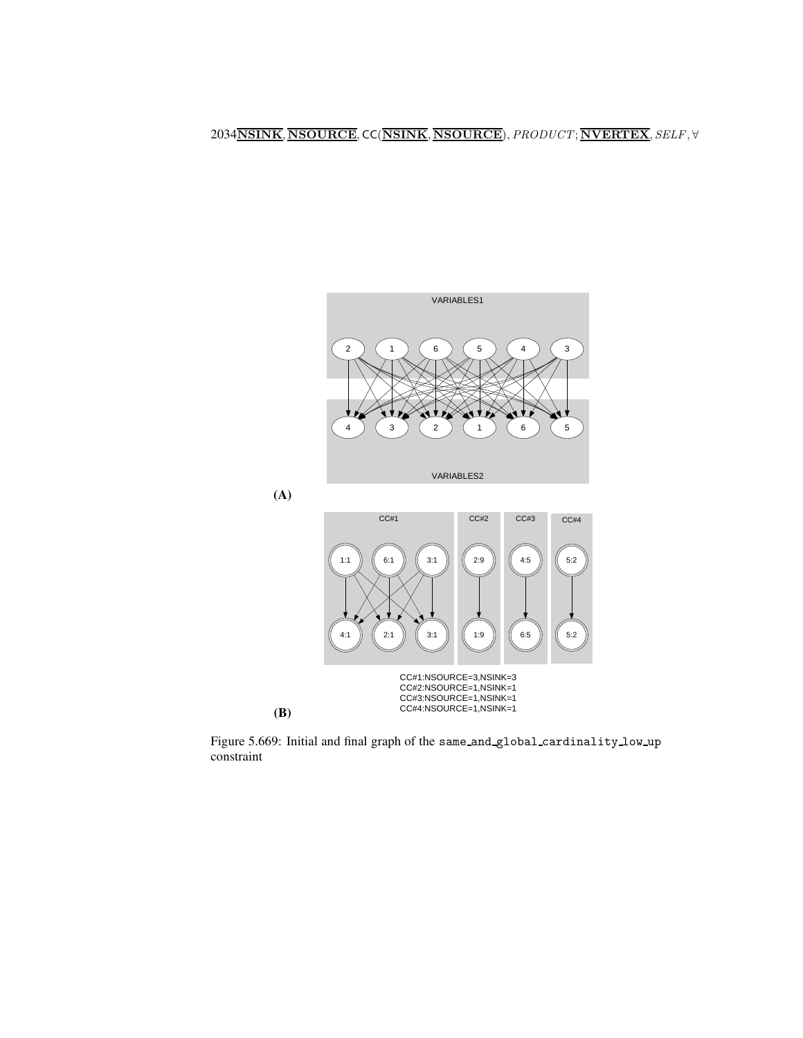Figure 5.669: Initial and final graph of the same_and_global_cardinality_low_up constraint